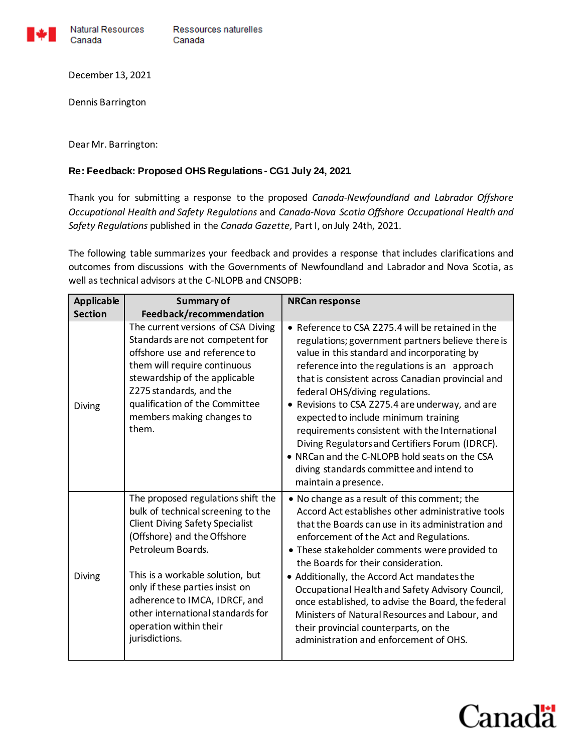Natural Resources Canada | Ressources naturelles Canada

December 13, 2021

Dennis Barrington

Dear Mr. Barrington:

**Re: Feedback: Proposed OHS Regulations - CG1 July 24, 2021**

Thank you for submitting a response to the proposed *Canada-Newfoundland and Labrador Offshore Occupational Health and Safety Regulations* and *Canada-Nova Scotia Offshore Occupational Health and Safety Regulations* published in the *Canada Gazette,* Part I, on July 24th, 2021.

The following table summarizes your feedback and provides a response that includes clarifications and outcomes from discussions with the Governments of Newfoundland and Labrador and Nova Scotia, as well as technical advisors at the C-NLOPB and CNSOPB:

| Applicable Section | Summary of Feedback/recommendation | NRCan response |
|---|---|---|
| Diving | The current versions of CSA Diving Standards are not competent for offshore use and reference to them will require continuous stewardship of the applicable Z275 standards, and the qualification of the Committee members making changes to them. | • Reference to CSA Z275.4 will be retained in the regulations; government partners believe there is value in this standard and incorporating by reference into the regulations is an approach that is consistent across Canadian provincial and federal OHS/diving regulations.<br>• Revisions to CSA Z275.4 are underway, and are expected to include minimum training requirements consistent with the International Diving Regulators and Certifiers Forum (IDRCF).<br>• NRCan and the C-NLOPB hold seats on the CSA diving standards committee and intend to maintain a presence. |
| Diving | The proposed regulations shift the bulk of technical screening to the Client Diving Safety Specialist (Offshore) and the Offshore Petroleum Boards.<br><br>This is a workable solution, but only if these parties insist on adherence to IMCA, IDRCF, and other international standards for operation within their jurisdictions. | • No change as a result of this comment; the Accord Act establishes other administrative tools that the Boards can use in its administration and enforcement of the Act and Regulations.<br>• These stakeholder comments were provided to the Boards for their consideration.<br>• Additionally, the Accord Act mandates the Occupational Health and Safety Advisory Council, once established, to advise the Board, the federal Ministers of Natural Resources and Labour, and their provincial counterparts, on the administration and enforcement of OHS. |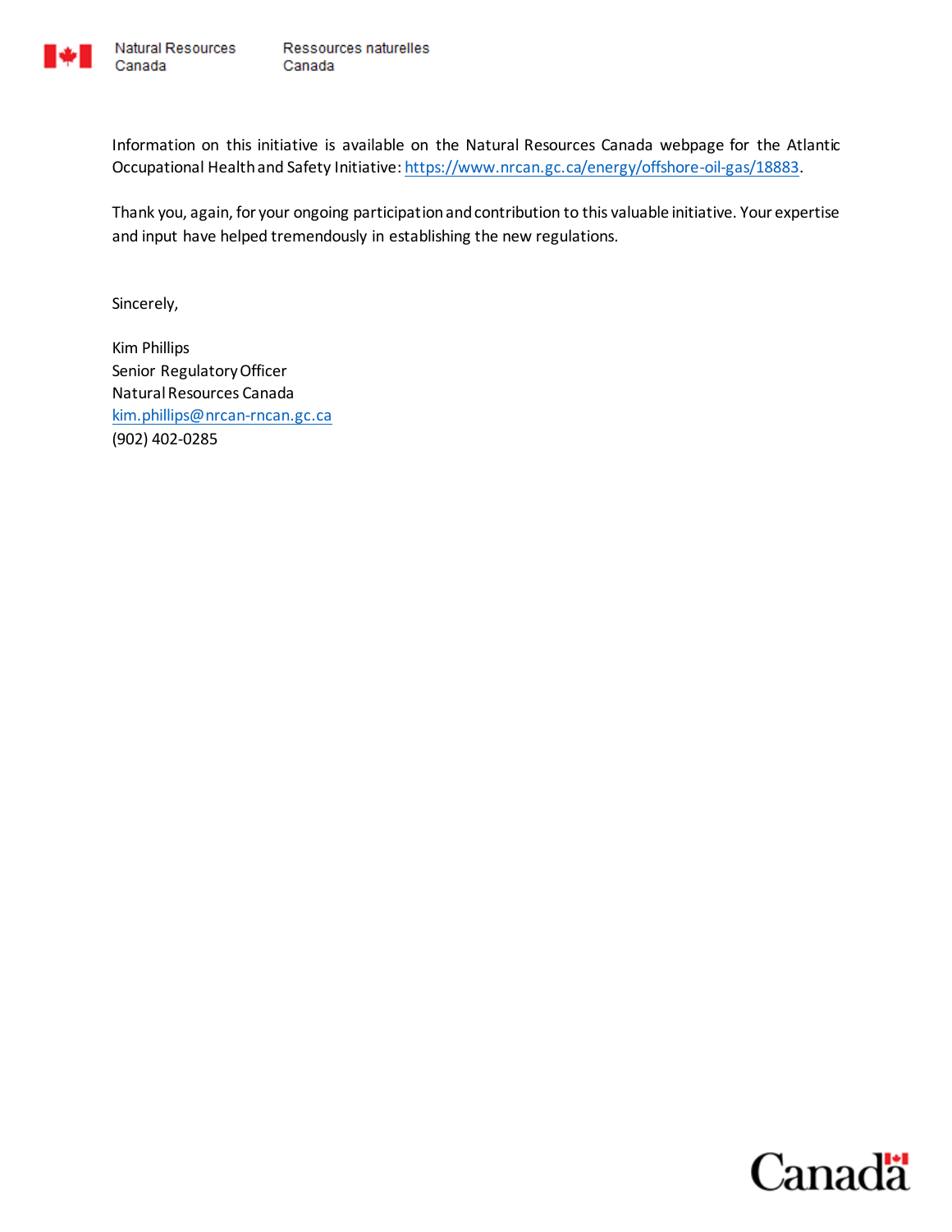Information on this initiative is available on the Natural Resources Canada webpage for the Atlantic Occupational Health and Safety Initiative: https://www.nrcan.gc.ca/energy/offshore-oil-gas/18883.

Thank you, again, for your ongoing participation and contribution to this valuable initiative. Your expertise and input have helped tremendously in establishing the new regulations.

Sincerely,

Kim Phillips  
Senior Regulatory Officer  
Natural Resources Canada  
kim.phillips@nrcan-rncan.gc.ca  
(902) 402-0285